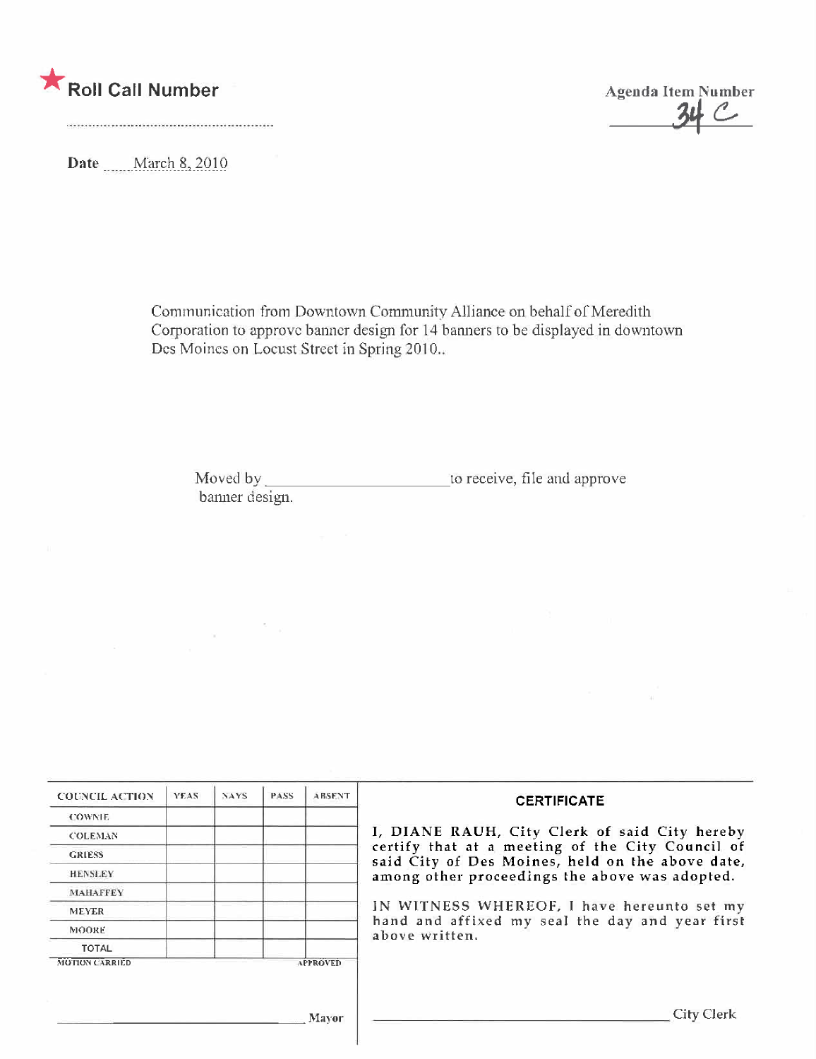★ **Roll Call Number**

..........................................................

**Agenda Item Number**

34 C

**Date** March 8, 2010

Communication from Downtown Community Alliance on behalf of Meredith Corporation to approve banner design for 14 banners to be displayed in downtown Des Moines on Locust Street in Spring 2010..

Moved by \_\_\_\_\_\_\_\_\_\_\_\_\_\_\_\_\_\_\_\_ to receive, file and approve banner design.

| COUNCIL ACTION | YEAS | NAYS | PASS | ABSENT |
|---|---|---|---|---|
| COWNIE | | | | |
| COLEMAN | | | | |
| GRIESS | | | | |
| HENSLEY | | | | |
| MAHAFFEY | | | | |
| MEYER | | | | |
| MOORE | | | | |
| TOTAL | | | | |

MOTION CARRIED APPROVED

\_\_\_\_\_\_\_\_\_\_\_\_\_\_\_\_\_\_\_\_\_\_\_\_\_\_\_\_\_\_ Mayor

**CERTIFICATE**

I, DIANE RAUH, City Clerk of said City hereby certify that at a meeting of the City Council of said City of Des Moines, held on the above date, among other proceedings the above was adopted.

IN WITNESS WHEREOF, I have hereunto set my hand and affixed my seal the day and year first above written.

\_\_\_\_\_\_\_\_\_\_\_\_\_\_\_\_\_\_\_\_\_\_\_\_\_\_\_\_\_\_ City Clerk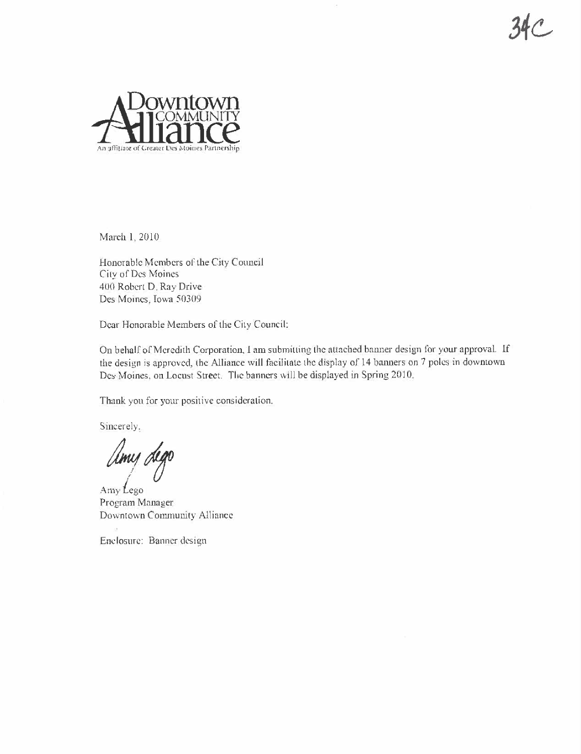34C

Downtown COMMUNITY Alliance

An affiliate of Greater Des Moines Partnership

March 1, 2010

Honorable Members of the City Council
City of Des Moines
400 Robert D. Ray Drive
Des Moines, Iowa 50309

Dear Honorable Members of the City Council:

On behalf of Meredith Corporation, I am submitting the attached banner design for your approval. If the design is approved, the Alliance will facilitate the display of 14 banners on 7 poles in downtown Des Moines, on Locust Street. The banners will be displayed in Spring 2010.

Thank you for your positive consideration.

Sincerely,

Amy Lego

Amy Lego
Program Manager
Downtown Community Alliance

Enclosure: Banner design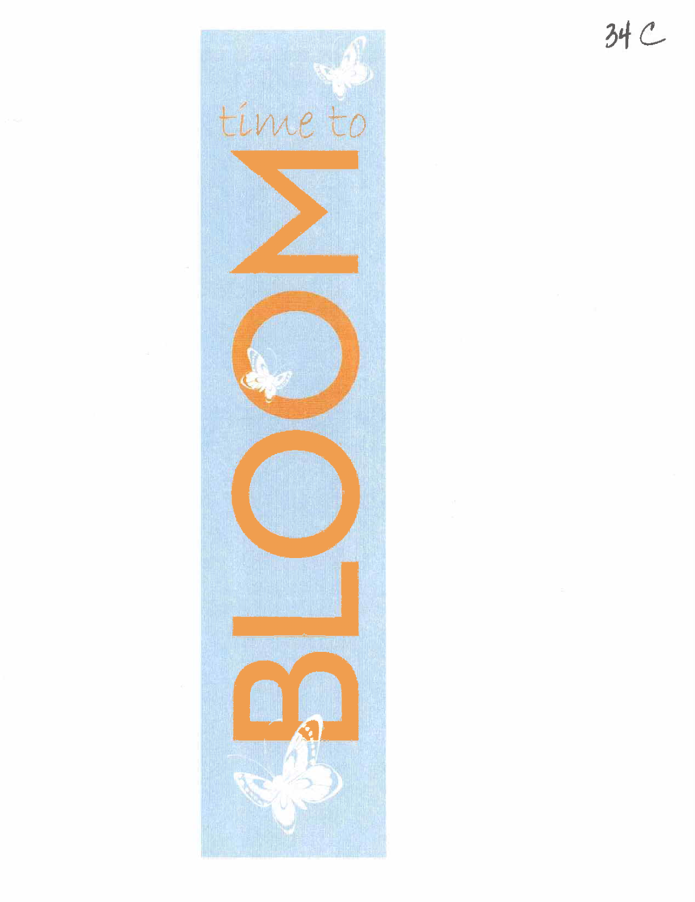34 C

time to

BLOOM